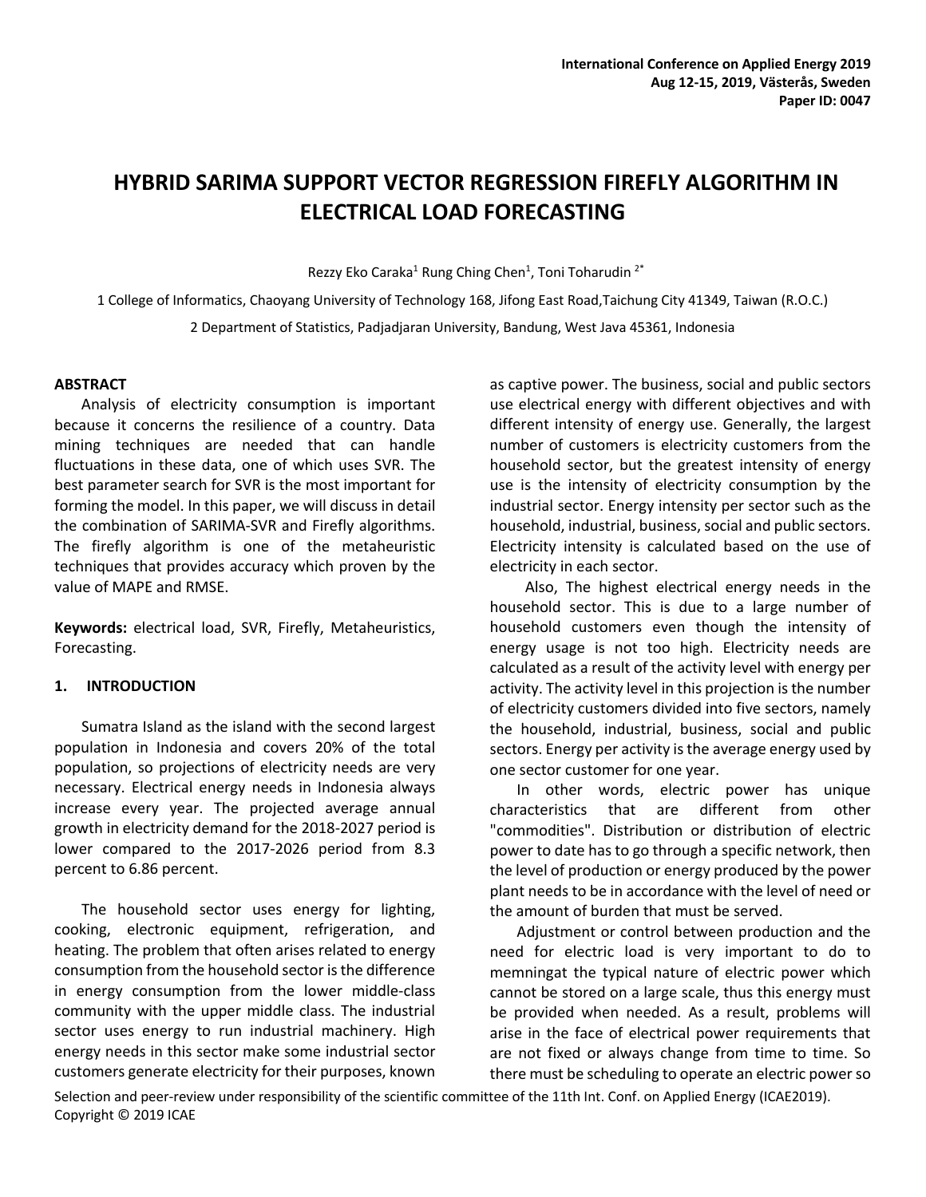# HYBRID SARIMA SUPPORT VECTOR REGRESSION FIREFLY ALGORITHM IN ELECTRICAL LOAD FORECASTING

Rezzy Eko Caraka[1] Rung Ching Chen[1], Toni Toharudin [2*]

1 College of Informatics, Chaoyang University of Technology 168, Jifong East Road,Taichung City 41349, Taiwan (R.O.C.)

2 Department of Statistics, Padjadjaran University, Bandung, West Java 45361, Indonesia

## ABSTRACT

Analysis of electricity consumption is important because it concerns the resilience of a country. Data mining techniques are needed that can handle fluctuations in these data, one of which uses SVR. The best parameter search for SVR is the most important for forming the model. In this paper, we will discuss in detail the combination of SARIMA-SVR and Firefly algorithms. The firefly algorithm is one of the metaheuristic techniques that provides accuracy which proven by the value of MAPE and RMSE.

**Keywords:** electrical load, SVR, Firefly, Metaheuristics, Forecasting.

## 1. INTRODUCTION

Sumatra Island as the island with the second largest population in Indonesia and covers 20% of the total population, so projections of electricity needs are very necessary. Electrical energy needs in Indonesia always increase every year. The projected average annual growth in electricity demand for the 2018-2027 period is lower compared to the 2017-2026 period from 8.3 percent to 6.86 percent.

The household sector uses energy for lighting, cooking, electronic equipment, refrigeration, and heating. The problem that often arises related to energy consumption from the household sector is the difference in energy consumption from the lower middle-class community with the upper middle class. The industrial sector uses energy to run industrial machinery. High energy needs in this sector make some industrial sector customers generate electricity for their purposes, known as captive power. The business, social and public sectors use electrical energy with different objectives and with different intensity of energy use. Generally, the largest number of customers is electricity customers from the household sector, but the greatest intensity of energy use is the intensity of electricity consumption by the industrial sector. Energy intensity per sector such as the household, industrial, business, social and public sectors. Electricity intensity is calculated based on the use of electricity in each sector.

Also, The highest electrical energy needs in the household sector. This is due to a large number of household customers even though the intensity of energy usage is not too high. Electricity needs are calculated as a result of the activity level with energy per activity. The activity level in this projection is the number of electricity customers divided into five sectors, namely the household, industrial, business, social and public sectors. Energy per activity is the average energy used by one sector customer for one year.

In other words, electric power has unique characteristics that are different from other "commodities". Distribution or distribution of electric power to date has to go through a specific network, then the level of production or energy produced by the power plant needs to be in accordance with the level of need or the amount of burden that must be served.

Adjustment or control between production and the need for electric load is very important to do to memningat the typical nature of electric power which cannot be stored on a large scale, thus this energy must be provided when needed. As a result, problems will arise in the face of electrical power requirements that are not fixed or always change from time to time. So there must be scheduling to operate an electric power so

Selection and peer-review under responsibility of the scientific committee of the 11th Int. Conf. on Applied Energy (ICAE2019).
Copyright © 2019 ICAE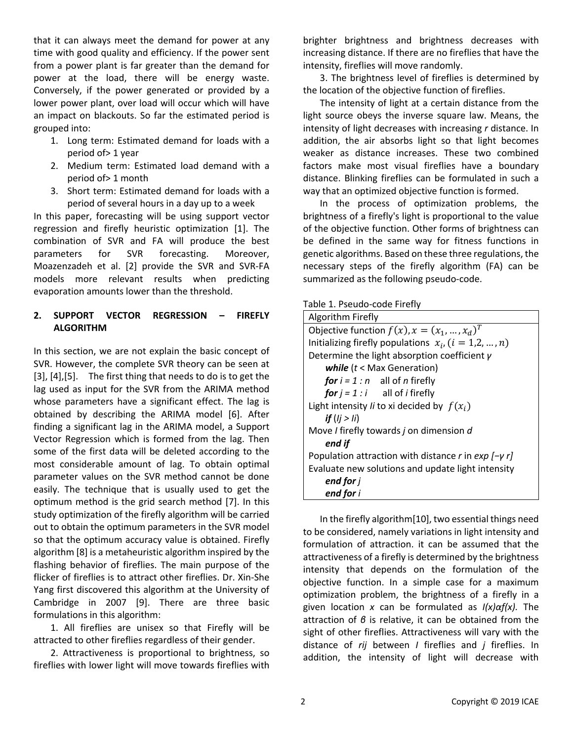that it can always meet the demand for power at any time with good quality and efficiency. If the power sent from a power plant is far greater than the demand for power at the load, there will be energy waste. Conversely, if the power generated or provided by a lower power plant, over load will occur which will have an impact on blackouts. So far the estimated period is grouped into:

1. Long term: Estimated demand for loads with a period of> 1 year
2. Medium term: Estimated load demand with a period of> 1 month
3. Short term: Estimated demand for loads with a period of several hours in a day up to a week

In this paper, forecasting will be using support vector regression and firefly heuristic optimization [1]. The combination of SVR and FA will produce the best parameters for SVR forecasting. Moreover, Moazenzadeh et al. [2] provide the SVR and SVR-FA models more relevant results when predicting evaporation amounts lower than the threshold.

## 2. SUPPORT VECTOR REGRESSION – FIREFLY ALGORITHM

In this section, we are not explain the basic concept of SVR. However, the complete SVR theory can be seen at [3], [4],[5]. The first thing that needs to do is to get the lag used as input for the SVR from the ARIMA method whose parameters have a significant effect. The lag is obtained by describing the ARIMA model [6]. After finding a significant lag in the ARIMA model, a Support Vector Regression which is formed from the lag. Then some of the first data will be deleted according to the most considerable amount of lag. To obtain optimal parameter values on the SVR method cannot be done easily. The technique that is usually used to get the optimum method is the grid search method [7]. In this study optimization of the firefly algorithm will be carried out to obtain the optimum parameters in the SVR model so that the optimum accuracy value is obtained. Firefly algorithm [8] is a metaheuristic algorithm inspired by the flashing behavior of fireflies. The main purpose of the flicker of fireflies is to attract other fireflies. Dr. Xin-She Yang first discovered this algorithm at the University of Cambridge in 2007 [9]. There are three basic formulations in this algorithm:

1. All fireflies are unisex so that Firefly will be attracted to other fireflies regardless of their gender.

2. Attractiveness is proportional to brightness, so fireflies with lower light will move towards fireflies with brighter brightness and brightness decreases with increasing distance. If there are no fireflies that have the intensity, fireflies will move randomly.

3. The brightness level of fireflies is determined by the location of the objective function of fireflies.

The intensity of light at a certain distance from the light source obeys the inverse square law. Means, the intensity of light decreases with increasing *r* distance. In addition, the air absorbs light so that light becomes weaker as distance increases. These two combined factors make most visual fireflies have a boundary distance. Blinking fireflies can be formulated in such a way that an optimized objective function is formed.

In the process of optimization problems, the brightness of a firefly's light is proportional to the value of the objective function. Other forms of brightness can be defined in the same way for fitness functions in genetic algorithms. Based on these three regulations, the necessary steps of the firefly algorithm (FA) can be summarized as the following pseudo-code.

Table 1. Pseudo-code Firefly

| Algorithm Firefly |
|---|
| Objective function $f(x), x = (x_1, \dots, x_d)^T$<br>Initializing firefly populations $x_i, (i = 1,2, \dots, n)$<br>Determine the light absorption coefficient *γ*<br>***while*** (*t* < Max Generation)<br>***for*** *i = 1 : n* all of *n* firefly<br>***for*** *j = 1 : i* all of *i* firefly<br>Light intensity *Ii* to xi decided by $f(x_i)$<br>***if*** (*Ij > Ii*)<br>Move *I* firefly towards *j* on dimension *d*<br>***end if***<br>Population attraction with distance *r* in *exp [−γ r]*<br>Evaluate new solutions and update light intensity<br>***end for*** *j*<br>***end for*** *i* |

In the firefly algorithm[10], two essential things need to be considered, namely variations in light intensity and formulation of attraction. it can be assumed that the attractiveness of a firefly is determined by the brightness intensity that depends on the formulation of the objective function. In a simple case for a maximum optimization problem, the brightness of a firefly in a given location *x* can be formulated as *I(x)αf(x).* The attraction of *β* is relative, it can be obtained from the sight of other fireflies. Attractiveness will vary with the distance of *rij* between *I* fireflies and *j* fireflies. In addition, the intensity of light will decrease with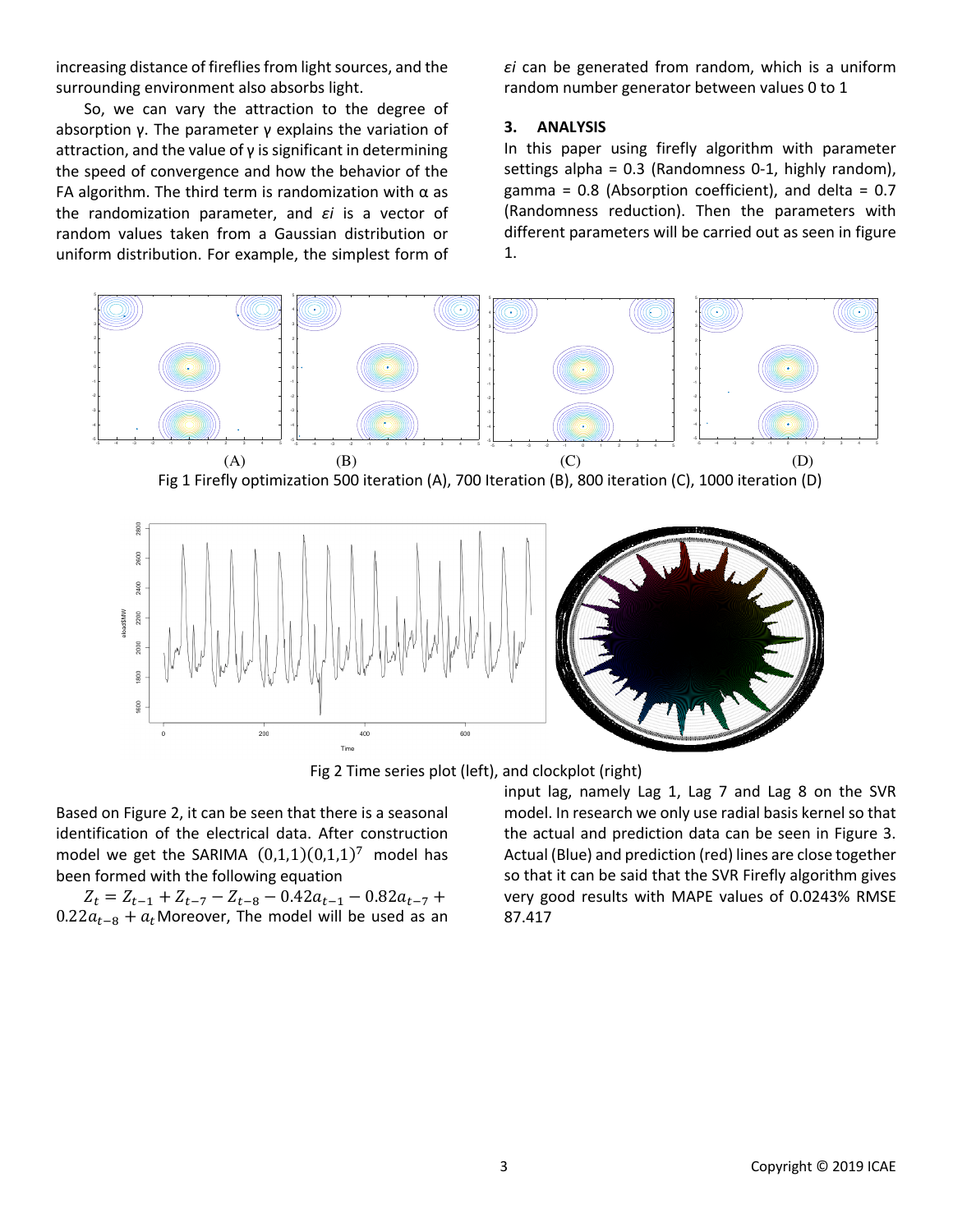increasing distance of fireflies from light sources, and the surrounding environment also absorbs light.

So, we can vary the attraction to the degree of absorption γ. The parameter γ explains the variation of attraction, and the value of γ is significant in determining the speed of convergence and how the behavior of the FA algorithm. The third term is randomization with α as the randomization parameter, and $\varepsilon i$ is a vector of random values taken from a Gaussian distribution or uniform distribution. For example, the simplest form of $\varepsilon i$ can be generated from random, which is a uniform random number generator between values 0 to 1

## 3. ANALYSIS

In this paper using firefly algorithm with parameter settings alpha = 0.3 (Randomness 0-1, highly random), gamma = 0.8 (Absorption coefficient), and delta = 0.7 (Randomness reduction). Then the parameters with different parameters will be carried out as seen in figure 1.

(A) (B) (C) (D)

Fig 1 Firefly optimization 500 iteration (A), 700 Iteration (B), 800 iteration (C), 1000 iteration (D)

Fig 2 Time series plot (left), and clockplot (right)

Based on Figure 2, it can be seen that there is a seasonal identification of the electrical data. After construction model we get the SARIMA $(0,1,1)(0,1,1)^7$ model has been formed with the following equation

$Z_t = Z_{t-1} + Z_{t-7} - Z_{t-8} - 0.42a_{t-1} - 0.82a_{t-7} + 0.22a_{t-8} + a_t$ Moreover, The model will be used as an input lag, namely Lag 1, Lag 7 and Lag 8 on the SVR model. In research we only use radial basis kernel so that the actual and prediction data can be seen in Figure 3. Actual (Blue) and prediction (red) lines are close together so that it can be said that the SVR Firefly algorithm gives very good results with MAPE values of 0.0243% RMSE 87.417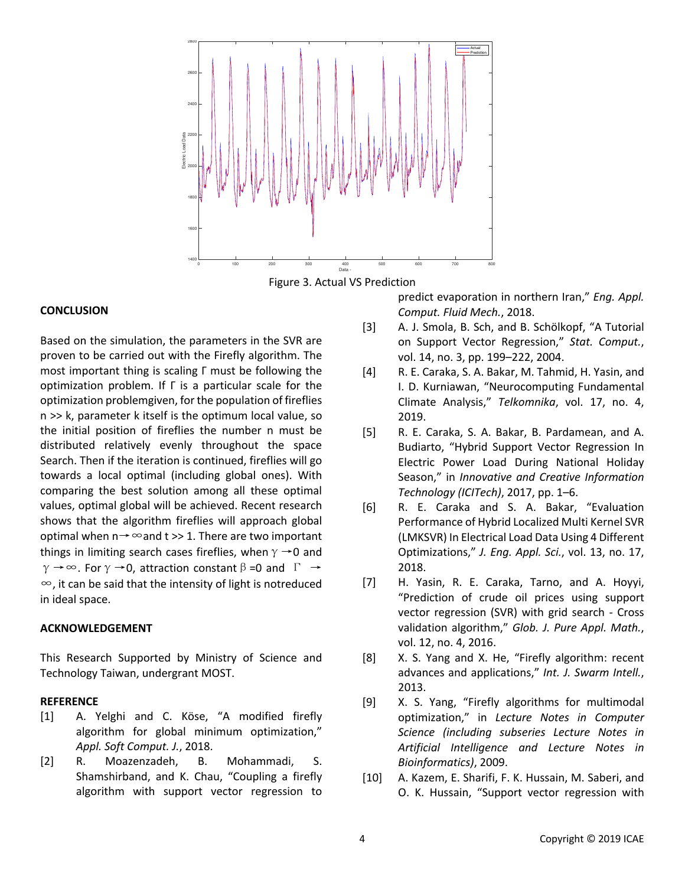Figure 3. Actual VS Prediction

## CONCLUSION

Based on the simulation, the parameters in the SVR are proven to be carried out with the Firefly algorithm. The most important thing is scaling Γ must be following the optimization problem. If Γ is a particular scale for the optimization problemgiven, for the population of fireflies n >> k, parameter k itself is the optimum local value, so the initial position of fireflies the number n must be distributed relatively evenly throughout the space Search. Then if the iteration is continued, fireflies will go towards a local optimal (including global ones). With comparing the best solution among all these optimal values, optimal global will be achieved. Recent research shows that the algorithm fireflies will approach global optimal when $n \to \infty$and $t >> 1$. There are two important things in limiting search cases fireflies, when $\gamma \to 0$ and $\gamma \to \infty$. For $\gamma \to 0$, attraction constant $\beta = 0$ and $\Gamma \to \infty$, it can be said that the intensity of light is notreduced in ideal space.

## ACKNOWLEDGEMENT

This Research Supported by Ministry of Science and Technology Taiwan, undergrant MOST.

## REFERENCE

[1] A. Yelghi and C. Köse, "A modified firefly algorithm for global minimum optimization," *Appl. Soft Comput. J.*, 2018.

[2] R. Moazenzadeh, B. Mohammadi, S. Shamshirband, and K. Chau, "Coupling a firefly algorithm with support vector regression to predict evaporation in northern Iran," *Eng. Appl. Comput. Fluid Mech.*, 2018.

[3] A. J. Smola, B. Sch, and B. Schölkopf, "A Tutorial on Support Vector Regression," *Stat. Comput.*, vol. 14, no. 3, pp. 199–222, 2004.

[4] R. E. Caraka, S. A. Bakar, M. Tahmid, H. Yasin, and I. D. Kurniawan, "Neurocomputing Fundamental Climate Analysis," *Telkomnika*, vol. 17, no. 4, 2019.

[5] R. E. Caraka, S. A. Bakar, B. Pardamean, and A. Budiarto, "Hybrid Support Vector Regression In Electric Power Load During National Holiday Season," in *Innovative and Creative Information Technology (ICITech)*, 2017, pp. 1–6.

[6] R. E. Caraka and S. A. Bakar, "Evaluation Performance of Hybrid Localized Multi Kernel SVR (LMKSVR) In Electrical Load Data Using 4 Different Optimizations," *J. Eng. Appl. Sci.*, vol. 13, no. 17, 2018.

[7] H. Yasin, R. E. Caraka, Tarno, and A. Hoyyi, "Prediction of crude oil prices using support vector regression (SVR) with grid search - Cross validation algorithm," *Glob. J. Pure Appl. Math.*, vol. 12, no. 4, 2016.

[8] X. S. Yang and X. He, "Firefly algorithm: recent advances and applications," *Int. J. Swarm Intell.*, 2013.

[9] X. S. Yang, "Firefly algorithms for multimodal optimization," in *Lecture Notes in Computer Science (including subseries Lecture Notes in Artificial Intelligence and Lecture Notes in Bioinformatics)*, 2009.

[10] A. Kazem, E. Sharifi, F. K. Hussain, M. Saberi, and O. K. Hussain, "Support vector regression with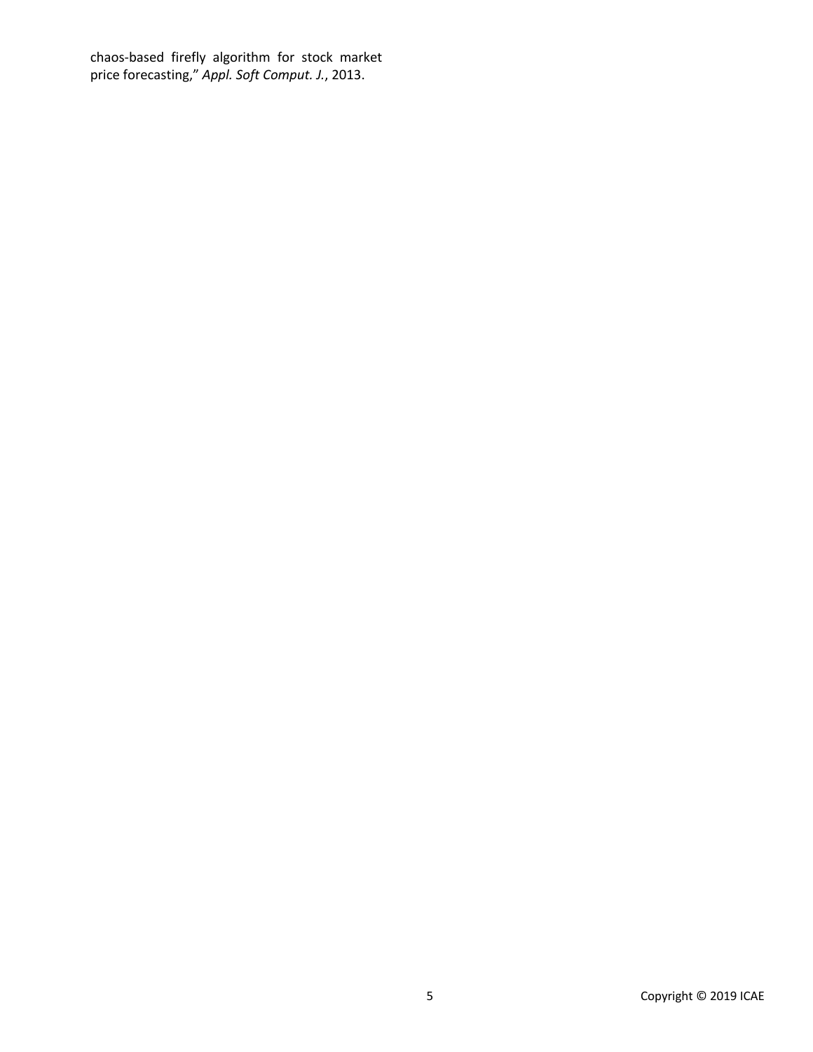chaos-based firefly algorithm for stock market price forecasting," *Appl. Soft Comput. J.*, 2013.